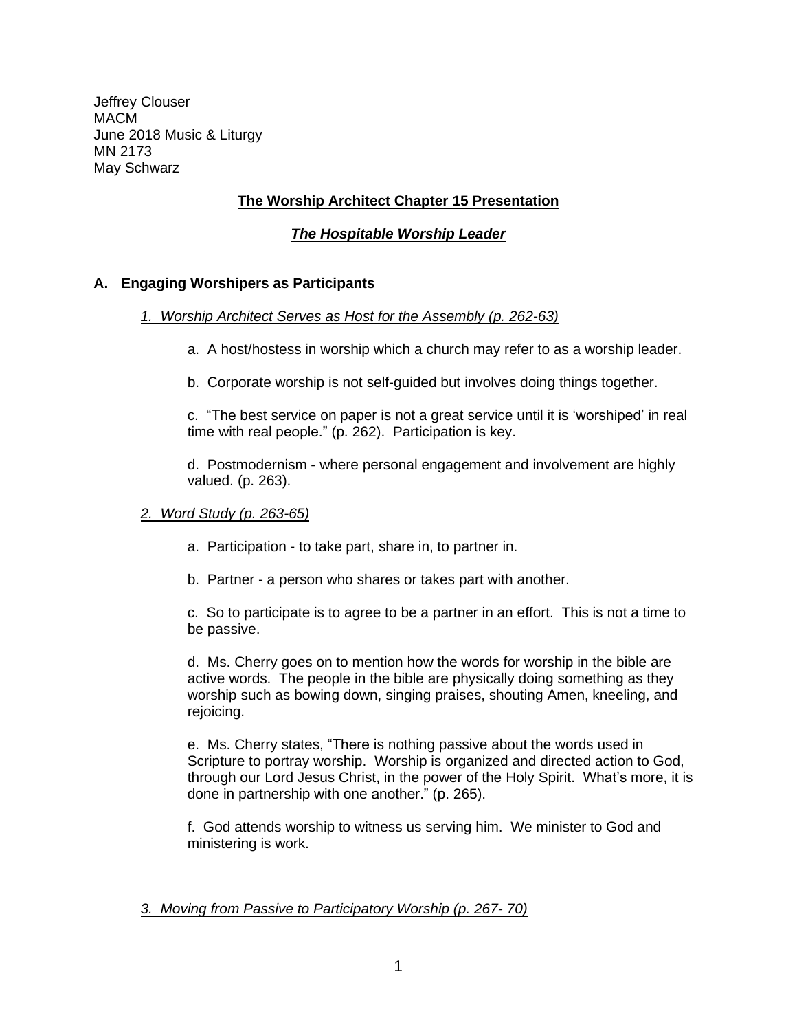Jeffrey Clouser
MACM
June 2018 Music & Liturgy
MN 2173
May Schwarz

## **The Worship Architect Chapter 15 Presentation**

### ***The Hospitable Worship Leader***

### **A. Engaging Worshipers as Participants**

*1. Worship Architect Serves as Host for the Assembly (p. 262-63)*

a. A host/hostess in worship which a church may refer to as a worship leader.

b. Corporate worship is not self-guided but involves doing things together.

c. "The best service on paper is not a great service until it is 'worshiped' in real time with real people." (p. 262). Participation is key.

d. Postmodernism - where personal engagement and involvement are highly valued. (p. 263).

*2. Word Study (p. 263-65)*

a. Participation - to take part, share in, to partner in.

b. Partner - a person who shares or takes part with another.

c. So to participate is to agree to be a partner in an effort. This is not a time to be passive.

d. Ms. Cherry goes on to mention how the words for worship in the bible are active words. The people in the bible are physically doing something as they worship such as bowing down, singing praises, shouting Amen, kneeling, and rejoicing.

e. Ms. Cherry states, "There is nothing passive about the words used in Scripture to portray worship. Worship is organized and directed action to God, through our Lord Jesus Christ, in the power of the Holy Spirit. What's more, it is done in partnership with one another." (p. 265).

f. God attends worship to witness us serving him. We minister to God and ministering is work.

*3. Moving from Passive to Participatory Worship (p. 267- 70)*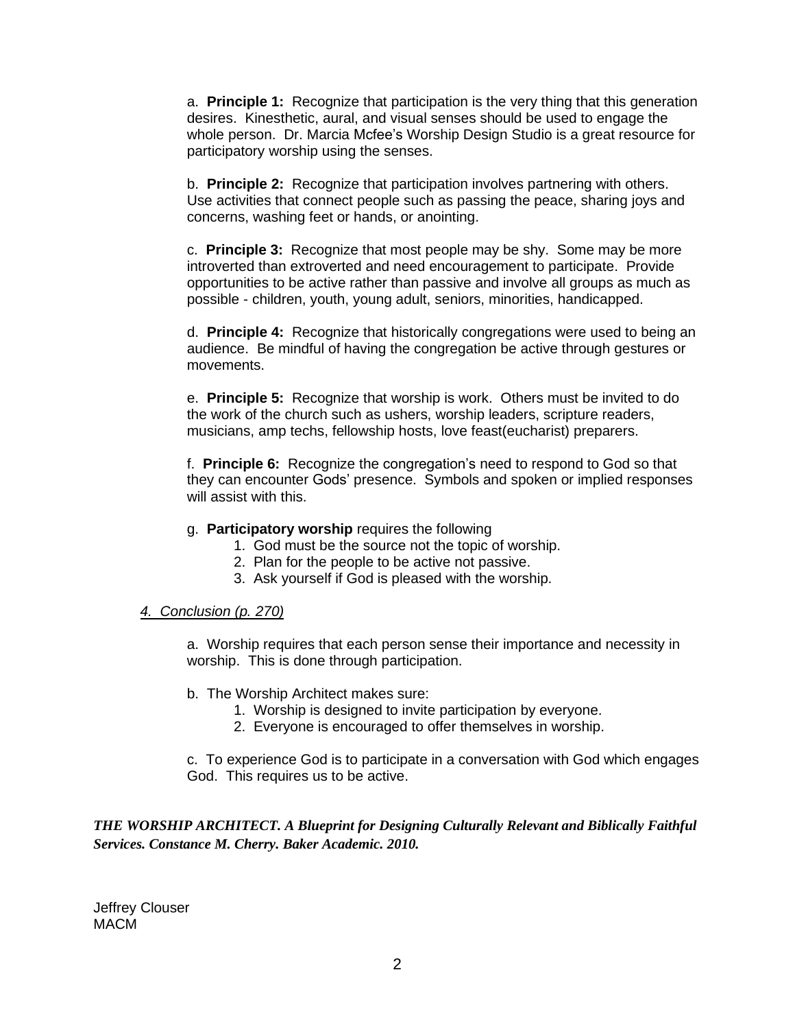a. **Principle 1:** Recognize that participation is the very thing that this generation desires. Kinesthetic, aural, and visual senses should be used to engage the whole person. Dr. Marcia Mcfee's Worship Design Studio is a great resource for participatory worship using the senses.

b. **Principle 2:** Recognize that participation involves partnering with others. Use activities that connect people such as passing the peace, sharing joys and concerns, washing feet or hands, or anointing.

c. **Principle 3:** Recognize that most people may be shy. Some may be more introverted than extroverted and need encouragement to participate. Provide opportunities to be active rather than passive and involve all groups as much as possible - children, youth, young adult, seniors, minorities, handicapped.

d. **Principle 4:** Recognize that historically congregations were used to being an audience. Be mindful of having the congregation be active through gestures or movements.

e. **Principle 5:** Recognize that worship is work. Others must be invited to do the work of the church such as ushers, worship leaders, scripture readers, musicians, amp techs, fellowship hosts, love feast(eucharist) preparers.

f. **Principle 6:** Recognize the congregation's need to respond to God so that they can encounter Gods' presence. Symbols and spoken or implied responses will assist with this.

g. **Participatory worship** requires the following

1. God must be the source not the topic of worship.
2. Plan for the people to be active not passive.
3. Ask yourself if God is pleased with the worship.

*4. Conclusion (p. 270)*

a. Worship requires that each person sense their importance and necessity in worship. This is done through participation.

b. The Worship Architect makes sure:

1. Worship is designed to invite participation by everyone.
2. Everyone is encouraged to offer themselves in worship.

c. To experience God is to participate in a conversation with God which engages God. This requires us to be active.

***THE WORSHIP ARCHITECT. A Blueprint for Designing Culturally Relevant and Biblically Faithful Services. Constance M. Cherry. Baker Academic. 2010.***

Jeffrey Clouser
MACM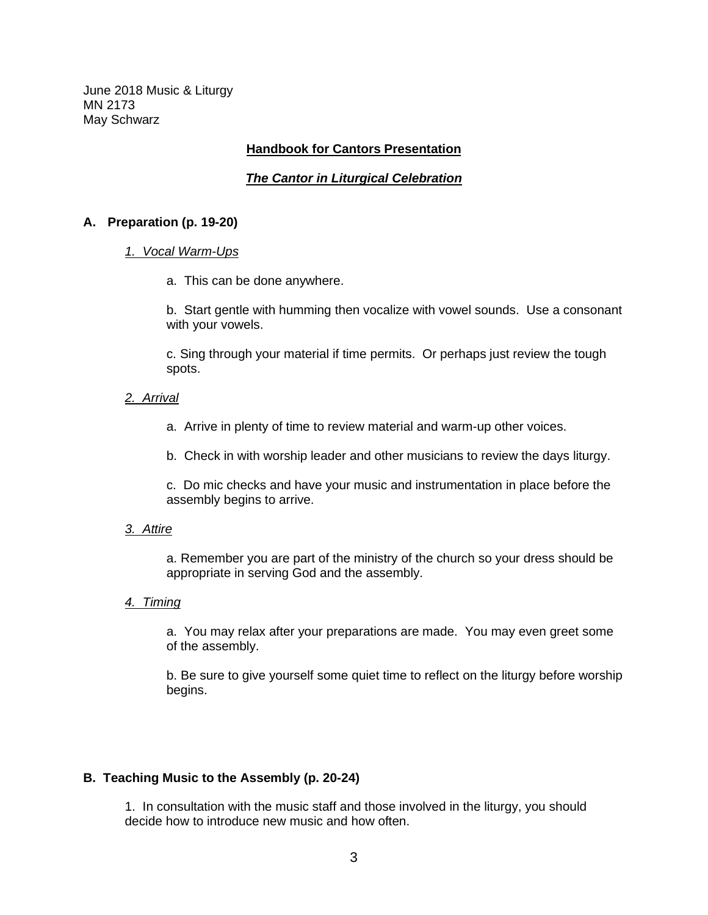June 2018 Music & Liturgy
MN 2173
May Schwarz

**Handbook for Cantors Presentation**

***The Cantor in Liturgical Celebration***

## A. Preparation (p. 19-20)

*1. Vocal Warm-Ups*

a. This can be done anywhere.

b. Start gentle with humming then vocalize with vowel sounds. Use a consonant with your vowels.

c. Sing through your material if time permits. Or perhaps just review the tough spots.

*2. Arrival*

a. Arrive in plenty of time to review material and warm-up other voices.

b. Check in with worship leader and other musicians to review the days liturgy.

c. Do mic checks and have your music and instrumentation in place before the assembly begins to arrive.

*3. Attire*

a. Remember you are part of the ministry of the church so your dress should be appropriate in serving God and the assembly.

*4. Timing*

a. You may relax after your preparations are made. You may even greet some of the assembly.

b. Be sure to give yourself some quiet time to reflect on the liturgy before worship begins.

## B. Teaching Music to the Assembly (p. 20-24)

1. In consultation with the music staff and those involved in the liturgy, you should decide how to introduce new music and how often.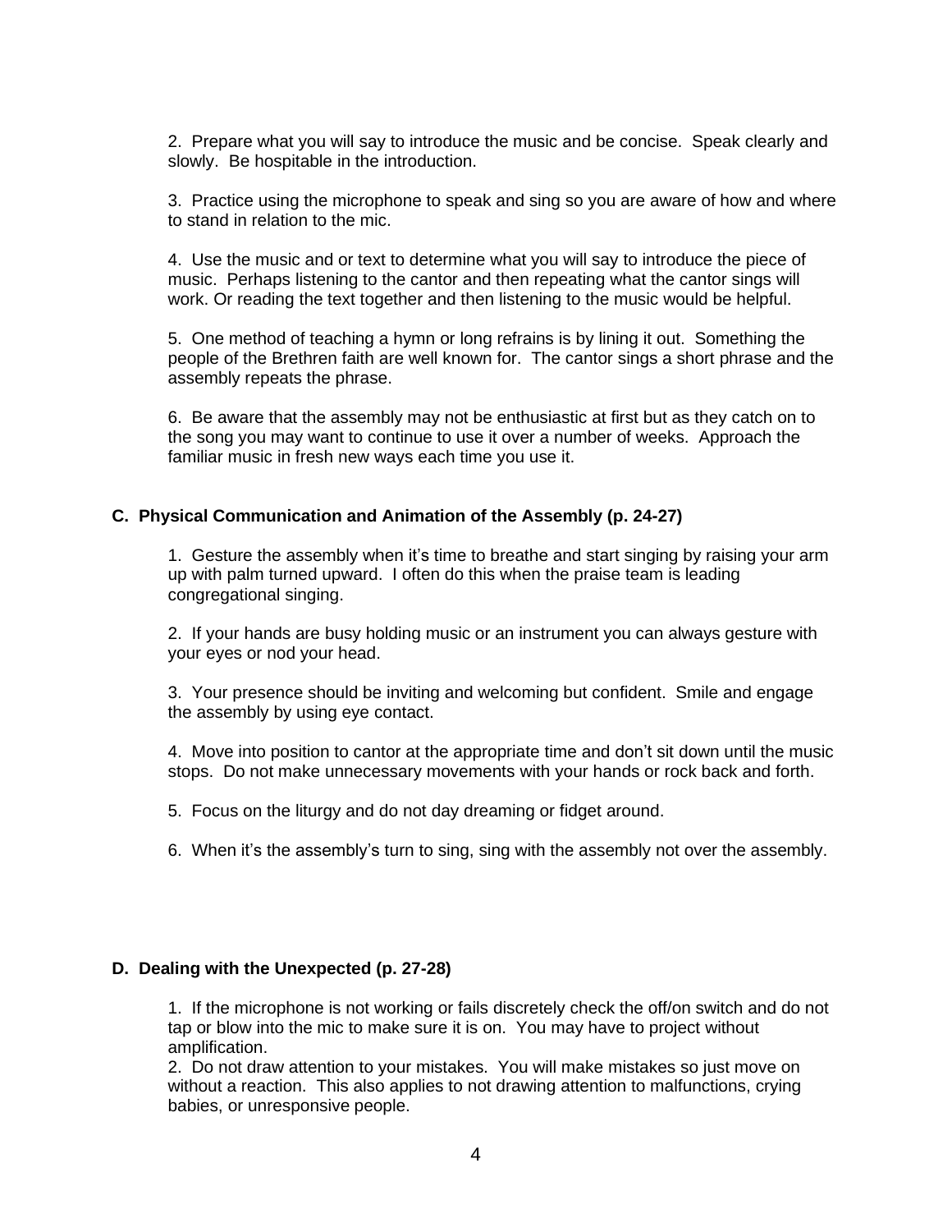2. Prepare what you will say to introduce the music and be concise. Speak clearly and slowly. Be hospitable in the introduction.

3. Practice using the microphone to speak and sing so you are aware of how and where to stand in relation to the mic.

4. Use the music and or text to determine what you will say to introduce the piece of music. Perhaps listening to the cantor and then repeating what the cantor sings will work. Or reading the text together and then listening to the music would be helpful.

5. One method of teaching a hymn or long refrains is by lining it out. Something the people of the Brethren faith are well known for. The cantor sings a short phrase and the assembly repeats the phrase.

6. Be aware that the assembly may not be enthusiastic at first but as they catch on to the song you may want to continue to use it over a number of weeks. Approach the familiar music in fresh new ways each time you use it.

### C. Physical Communication and Animation of the Assembly (p. 24-27)

1. Gesture the assembly when it's time to breathe and start singing by raising your arm up with palm turned upward. I often do this when the praise team is leading congregational singing.

2. If your hands are busy holding music or an instrument you can always gesture with your eyes or nod your head.

3. Your presence should be inviting and welcoming but confident. Smile and engage the assembly by using eye contact.

4. Move into position to cantor at the appropriate time and don't sit down until the music stops. Do not make unnecessary movements with your hands or rock back and forth.

5. Focus on the liturgy and do not day dreaming or fidget around.

6. When it's the assembly's turn to sing, sing with the assembly not over the assembly.

### D. Dealing with the Unexpected (p. 27-28)

1. If the microphone is not working or fails discretely check the off/on switch and do not tap or blow into the mic to make sure it is on. You may have to project without amplification.

2. Do not draw attention to your mistakes. You will make mistakes so just move on without a reaction. This also applies to not drawing attention to malfunctions, crying babies, or unresponsive people.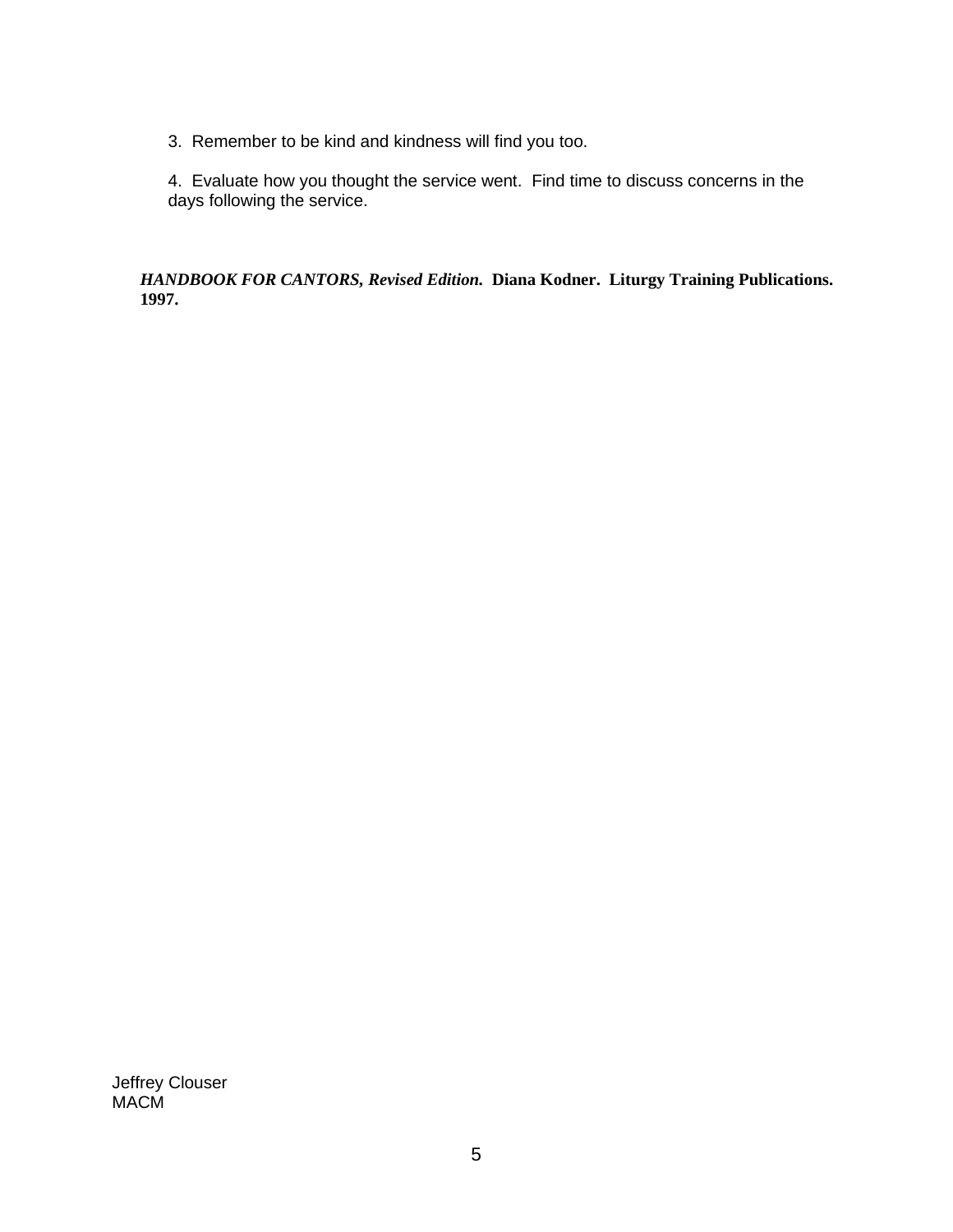3. Remember to be kind and kindness will find you too.

4. Evaluate how you thought the service went. Find time to discuss concerns in the days following the service.

***HANDBOOK FOR CANTORS, Revised Edition.*** **Diana Kodner. Liturgy Training Publications. 1997.**

Jeffrey Clouser  
MACM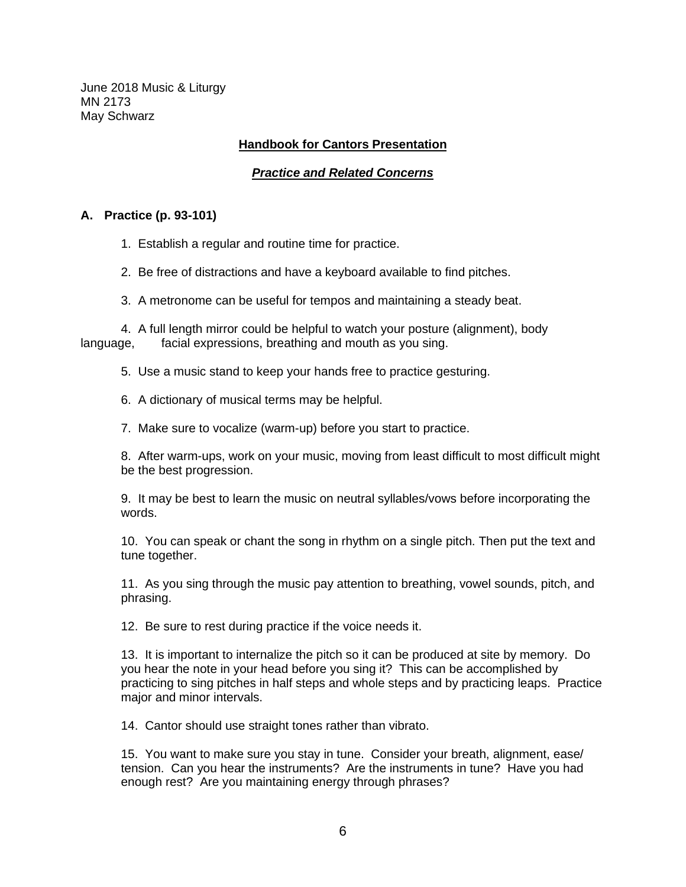June 2018 Music & Liturgy
MN 2173
May Schwarz

**Handbook for Cantors Presentation**

***Practice and Related Concerns***

### A. Practice (p. 93-101)

1. Establish a regular and routine time for practice.

2. Be free of distractions and have a keyboard available to find pitches.

3. A metronome can be useful for tempos and maintaining a steady beat.

4. A full length mirror could be helpful to watch your posture (alignment), body language, facial expressions, breathing and mouth as you sing.

5. Use a music stand to keep your hands free to practice gesturing.

6. A dictionary of musical terms may be helpful.

7. Make sure to vocalize (warm-up) before you start to practice.

8. After warm-ups, work on your music, moving from least difficult to most difficult might be the best progression.

9. It may be best to learn the music on neutral syllables/vows before incorporating the words.

10. You can speak or chant the song in rhythm on a single pitch. Then put the text and tune together.

11. As you sing through the music pay attention to breathing, vowel sounds, pitch, and phrasing.

12. Be sure to rest during practice if the voice needs it.

13. It is important to internalize the pitch so it can be produced at site by memory. Do you hear the note in your head before you sing it? This can be accomplished by practicing to sing pitches in half steps and whole steps and by practicing leaps. Practice major and minor intervals.

14. Cantor should use straight tones rather than vibrato.

15. You want to make sure you stay in tune. Consider your breath, alignment, ease/ tension. Can you hear the instruments? Are the instruments in tune? Have you had enough rest? Are you maintaining energy through phrases?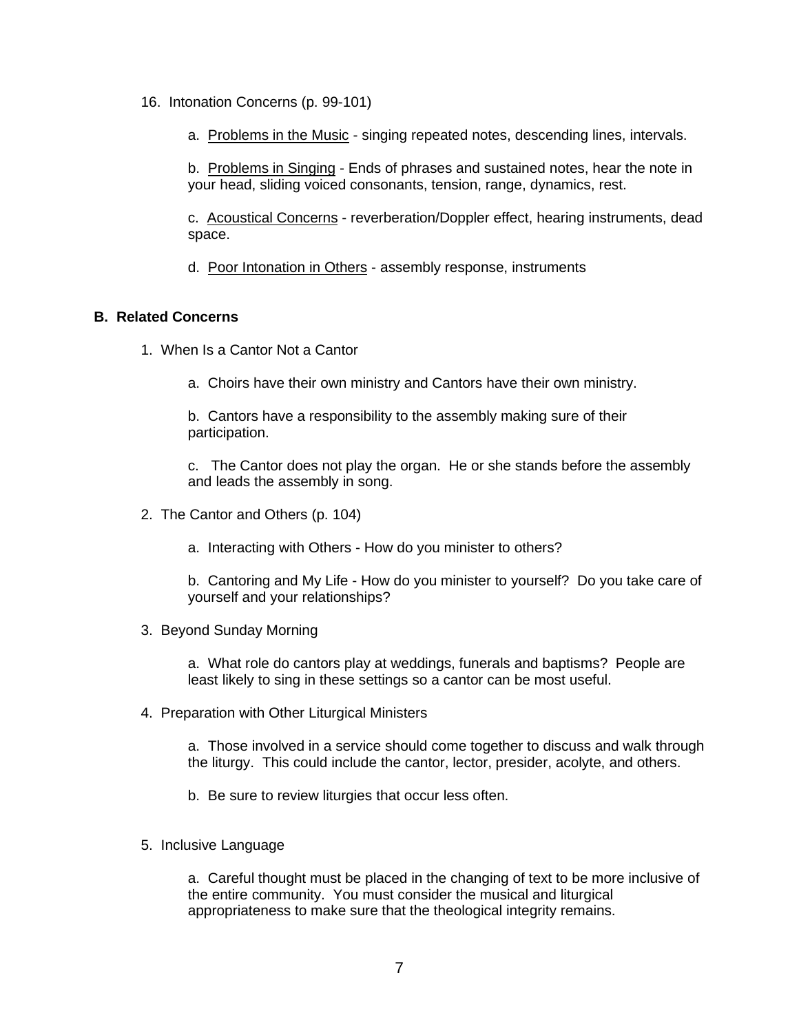16. Intonation Concerns (p. 99-101)

    a. Problems in the Music - singing repeated notes, descending lines, intervals.

    b. Problems in Singing - Ends of phrases and sustained notes, hear the note in your head, sliding voiced consonants, tension, range, dynamics, rest.

    c. Acoustical Concerns - reverberation/Doppler effect, hearing instruments, dead space.

    d. Poor Intonation in Others - assembly response, instruments

### B. Related Concerns

1. When Is a Cantor Not a Cantor

    a. Choirs have their own ministry and Cantors have their own ministry.

    b. Cantors have a responsibility to the assembly making sure of their participation.

    c. The Cantor does not play the organ. He or she stands before the assembly and leads the assembly in song.

2. The Cantor and Others (p. 104)

    a. Interacting with Others - How do you minister to others?

    b. Cantoring and My Life - How do you minister to yourself? Do you take care of yourself and your relationships?

3. Beyond Sunday Morning

    a. What role do cantors play at weddings, funerals and baptisms? People are least likely to sing in these settings so a cantor can be most useful.

4. Preparation with Other Liturgical Ministers

    a. Those involved in a service should come together to discuss and walk through the liturgy. This could include the cantor, lector, presider, acolyte, and others.

    b. Be sure to review liturgies that occur less often.

5. Inclusive Language

    a. Careful thought must be placed in the changing of text to be more inclusive of the entire community. You must consider the musical and liturgical appropriateness to make sure that the theological integrity remains.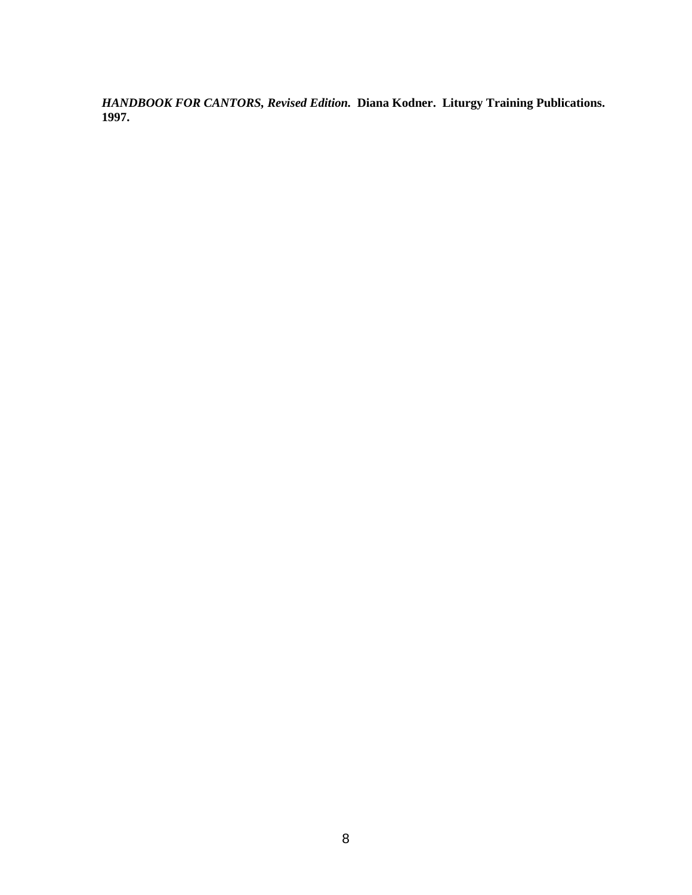***HANDBOOK FOR CANTORS, Revised Edition.*** **Diana Kodner. Liturgy Training Publications. 1997.**